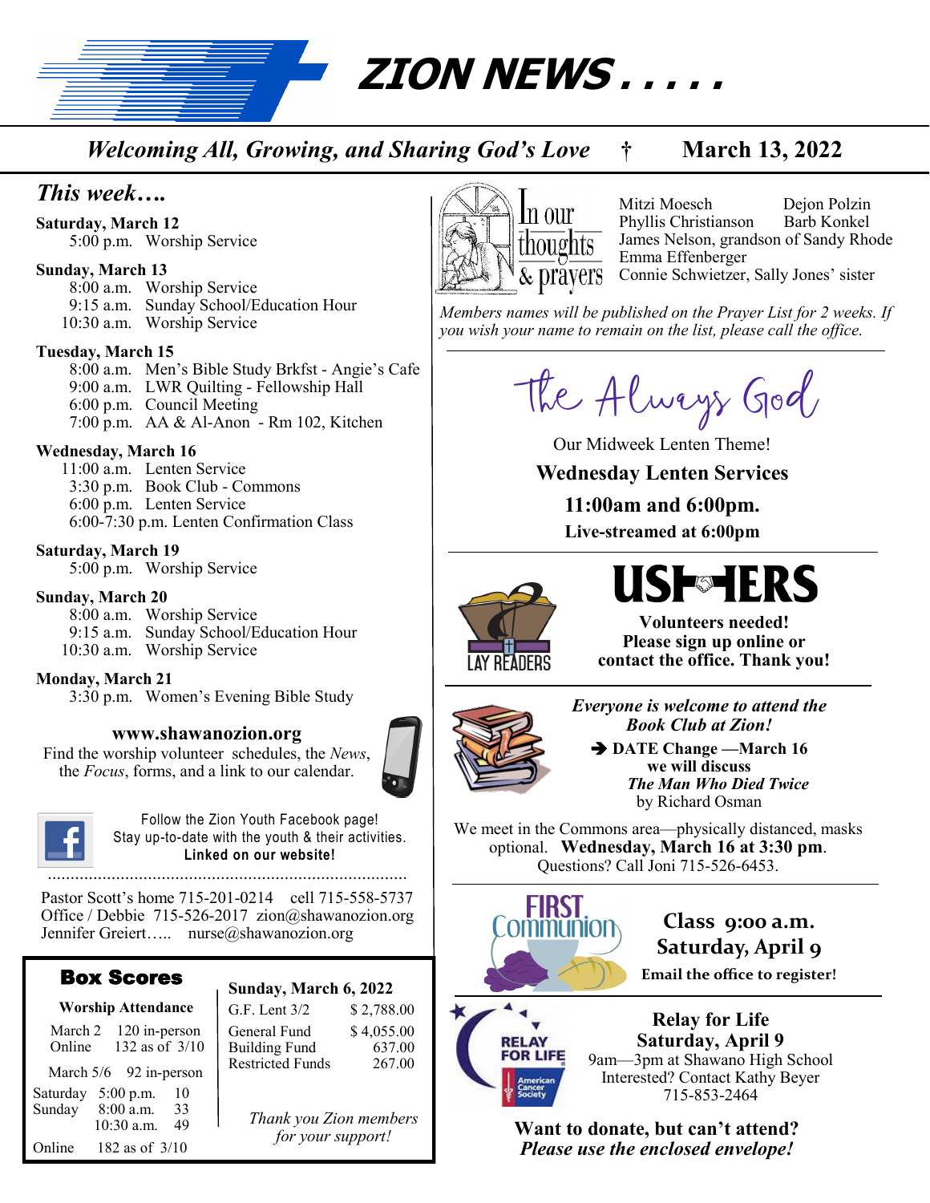# ZION NEWS . . . . .

*Welcoming All, Growing, and Sharing God's Love* † **March 13, 2022**

## *This week….*

**Saturday, March 12**
5:00 p.m. Worship Service

**Sunday, March 13**
8:00 a.m. Worship Service
9:15 a.m. Sunday School/Education Hour
10:30 a.m. Worship Service

**Tuesday, March 15**
8:00 a.m. Men's Bible Study Brkfst - Angie's Cafe
9:00 a.m. LWR Quilting - Fellowship Hall
6:00 p.m. Council Meeting
7:00 p.m. AA & Al-Anon - Rm 102, Kitchen

**Wednesday, March 16**
11:00 a.m. Lenten Service
3:30 p.m. Book Club - Commons
6:00 p.m. Lenten Service
6:00-7:30 p.m. Lenten Confirmation Class

**Saturday, March 19**
5:00 p.m. Worship Service

**Sunday, March 20**
8:00 a.m. Worship Service
9:15 a.m. Sunday School/Education Hour
10:30 a.m. Worship Service

**Monday, March 21**
3:30 p.m. Women's Evening Bible Study

**www.shawanozion.org**
Find the worship volunteer schedules, the *News*, the *Focus*, forms, and a link to our calendar.

Follow the Zion Youth Facebook page!
Stay up-to-date with the youth & their activities.
**Linked on our website!**

Pastor Scott's home 715-201-0214 cell 715-558-5737
Office / Debbie 715-526-2017 zion@shawanozion.org
Jennifer Greiert….. nurse@shawanozion.org

## Box Scores

**Worship Attendance**

March 2 120 in-person
Online 132 as of 3/10

March 5/6 92 in-person
Saturday 5:00 p.m. 10
Sunday 8:00 a.m. 33
10:30 a.m. 49
Online 182 as of 3/10

**Sunday, March 6, 2022**

| | |
|---|---|
| G.F. Lent 3/2 | $ 2,788.00 |
| General Fund | $ 4,055.00 |
| Building Fund | 637.00 |
| Restricted Funds | 267.00 |

*Thank you Zion members for your support!*

## In our thoughts & prayers

Mitzi Moesch
Dejon Polzin
Phyllis Christianson
Barb Konkel
James Nelson, grandson of Sandy Rhode
Emma Effenberger
Connie Schwietzer, Sally Jones' sister

*Members names will be published on the Prayer List for 2 weeks. If you wish your name to remain on the list, please call the office.*

## The Always God

Our Midweek Lenten Theme!

**Wednesday Lenten Services**
**11:00am and 6:00pm.**
**Live-streamed at 6:00pm**

## USHERS / LAY READERS

**Volunteers needed!**
**Please sign up online or contact the office. Thank you!**

***Everyone is welcome to attend the Book Club at Zion!***

➔ **DATE Change —March 16 we will discuss *The Man Who Died Twice*** by Richard Osman

We meet in the Commons area—physically distanced, masks optional. **Wednesday, March 16 at 3:30 pm**. Questions? Call Joni 715-526-6453.

## FIRST Communion

**Class 9:00 a.m.**
**Saturday, April 9**
**Email the office to register!**

## Relay for Life

**Relay for Life**
**Saturday, April 9**
9am—3pm at Shawano High School
Interested? Contact Kathy Beyer
715-853-2464

**Want to donate, but can't attend?**
***Please use the enclosed envelope!***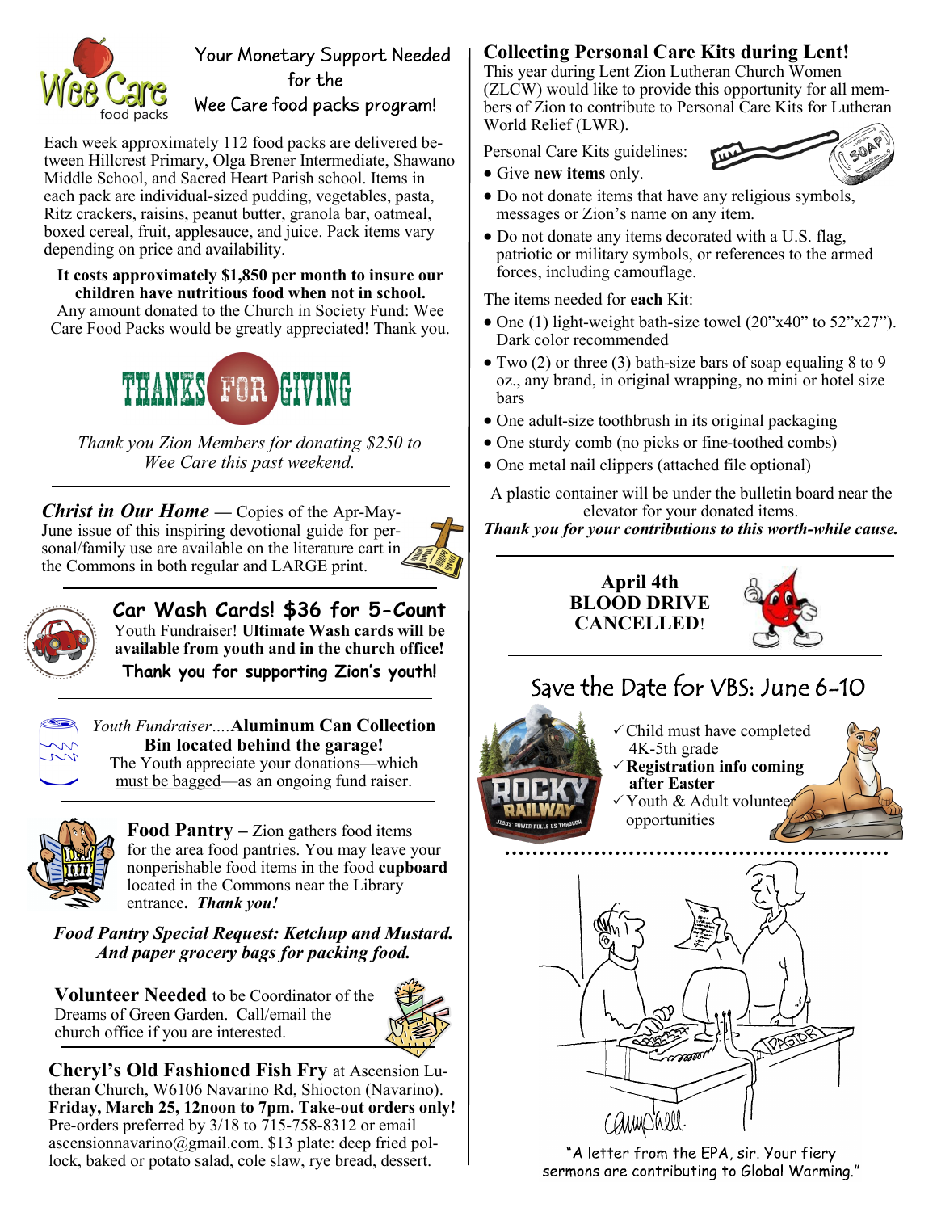## Your Monetary Support Needed for the Wee Care food packs program!

Each week approximately 112 food packs are delivered between Hillcrest Primary, Olga Brener Intermediate, Shawano Middle School, and Sacred Heart Parish school. Items in each pack are individual-sized pudding, vegetables, pasta, Ritz crackers, raisins, peanut butter, granola bar, oatmeal, boxed cereal, fruit, applesauce, and juice. Pack items vary depending on price and availability.

**It costs approximately $1,850 per month to insure our children have nutritious food when not in school.**
Any amount donated to the Church in Society Fund: Wee Care Food Packs would be greatly appreciated! Thank you.

THANKS FOR GIVING

*Thank you Zion Members for donating $250 to Wee Care this past weekend.*

***Christ in Our Home*** **—** Copies of the Apr-May-June issue of this inspiring devotional guide for personal/family use are available on the literature cart in the Commons in both regular and LARGE print.

**Car Wash Cards! $36 for 5-Count**
Youth Fundraiser! **Ultimate Wash cards will be available from youth and in the church office!**
**Thank you for supporting Zion's youth!**

*Youth Fundraiser*….**Aluminum Can Collection Bin located behind the garage!**
The Youth appreciate your donations—which must be bagged—as an ongoing fund raiser.

**Food Pantry –** Zion gathers food items for the area food pantries. You may leave your nonperishable food items in the food **cupboard** located in the Commons near the Library entrance**. *Thank you!***

***Food Pantry Special Request: Ketchup and Mustard. And paper grocery bags for packing food.***

**Volunteer Needed** to be Coordinator of the Dreams of Green Garden. Call/email the church office if you are interested.

**Cheryl's Old Fashioned Fish Fry** at Ascension Lutheran Church, W6106 Navarino Rd, Shiocton (Navarino). **Friday, March 25, 12noon to 7pm. Take-out orders only!** Pre-orders preferred by 3/18 to 715-758-8312 or email ascensionnavarino@gmail.com. $13 plate: deep fried pollock, baked or potato salad, cole slaw, rye bread, dessert.

## Collecting Personal Care Kits during Lent!

This year during Lent Zion Lutheran Church Women (ZLCW) would like to provide this opportunity for all members of Zion to contribute to Personal Care Kits for Lutheran World Relief (LWR).

Personal Care Kits guidelines:

- Give **new items** only.
- Do not donate items that have any religious symbols, messages or Zion's name on any item.
- Do not donate any items decorated with a U.S. flag, patriotic or military symbols, or references to the armed forces, including camouflage.

The items needed for **each** Kit:

- One (1) light-weight bath-size towel (20"x40" to 52"x27"). Dark color recommended
- Two (2) or three (3) bath-size bars of soap equaling 8 to 9 oz., any brand, in original wrapping, no mini or hotel size bars
- One adult-size toothbrush in its original packaging
- One sturdy comb (no picks or fine-toothed combs)
- One metal nail clippers (attached file optional)

A plastic container will be under the bulletin board near the elevator for your donated items.
***Thank you for your contributions to this worth-while cause.***

**April 4th BLOOD DRIVE CANCELLED!**

## Save the Date for VBS: June 6-10

ROCKY RAILWAY — JESUS' POWER PULLS US THROUGH

- ✓ Child must have completed 4K-5th grade
- ✓ **Registration info coming after Easter**
- ✓ Youth & Adult volunteer opportunities

"A letter from the EPA, sir. Your fiery sermons are contributing to Global Warming."